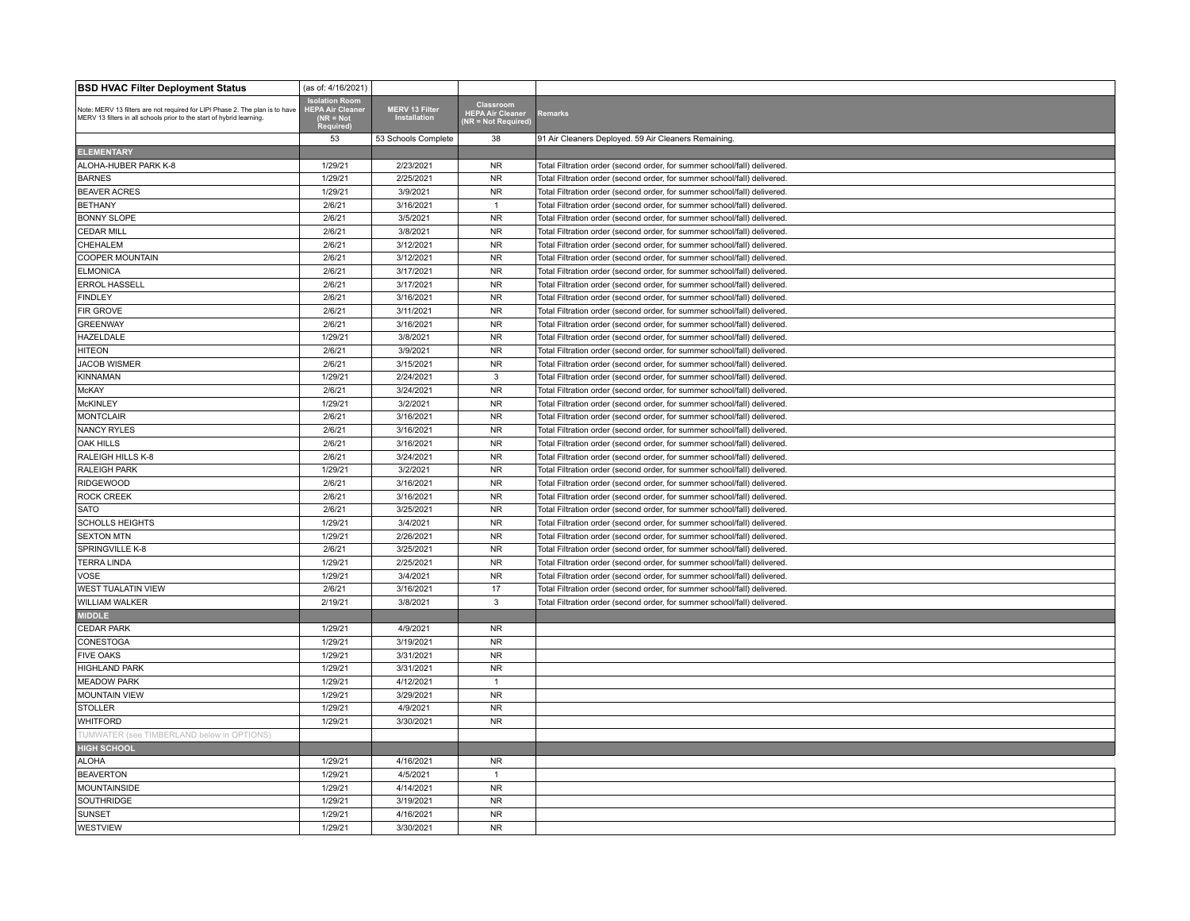| **BSD HVAC Filter Deployment Status** | (as of: 4/16/2021) | | | |
|---|---|---|---|---|
| Note: MERV 13 filters are not required for LIPI Phase 2. The plan is to have MERV 13 filters in all schools prior to the start of hybrid learning. | Isolation Room HEPA Air Cleaner (NR = Not Required) | MERV 13 Filter Installation | Classroom HEPA Air Cleaner (NR = Not Required) | Remarks |
| | 53 | 53 Schools Complete | 38 | 91 Air Cleaners Deployed. 59 Air Cleaners Remaining. |
| **ELEMENTARY** | | | | |
| ALOHA-HUBER PARK K-8 | 1/29/21 | 2/23/2021 | NR | Total Filtration order (second order, for summer school/fall) delivered. |
| BARNES | 1/29/21 | 2/25/2021 | NR | Total Filtration order (second order, for summer school/fall) delivered. |
| BEAVER ACRES | 1/29/21 | 3/9/2021 | NR | Total Filtration order (second order, for summer school/fall) delivered. |
| BETHANY | 2/6/21 | 3/16/2021 | 1 | Total Filtration order (second order, for summer school/fall) delivered. |
| BONNY SLOPE | 2/6/21 | 3/5/2021 | NR | Total Filtration order (second order, for summer school/fall) delivered. |
| CEDAR MILL | 2/6/21 | 3/8/2021 | NR | Total Filtration order (second order, for summer school/fall) delivered. |
| CHEHALEM | 2/6/21 | 3/12/2021 | NR | Total Filtration order (second order, for summer school/fall) delivered. |
| COOPER MOUNTAIN | 2/6/21 | 3/12/2021 | NR | Total Filtration order (second order, for summer school/fall) delivered. |
| ELMONICA | 2/6/21 | 3/17/2021 | NR | Total Filtration order (second order, for summer school/fall) delivered. |
| ERROL HASSELL | 2/6/21 | 3/17/2021 | NR | Total Filtration order (second order, for summer school/fall) delivered. |
| FINDLEY | 2/6/21 | 3/16/2021 | NR | Total Filtration order (second order, for summer school/fall) delivered. |
| FIR GROVE | 2/6/21 | 3/11/2021 | NR | Total Filtration order (second order, for summer school/fall) delivered. |
| GREENWAY | 2/6/21 | 3/16/2021 | NR | Total Filtration order (second order, for summer school/fall) delivered. |
| HAZELDALE | 1/29/21 | 3/8/2021 | NR | Total Filtration order (second order, for summer school/fall) delivered. |
| HITEON | 2/6/21 | 3/9/2021 | NR | Total Filtration order (second order, for summer school/fall) delivered. |
| JACOB WISMER | 2/6/21 | 3/15/2021 | NR | Total Filtration order (second order, for summer school/fall) delivered. |
| KINNAMAN | 1/29/21 | 2/24/2021 | 3 | Total Filtration order (second order, for summer school/fall) delivered. |
| McKAY | 2/6/21 | 3/24/2021 | NR | Total Filtration order (second order, for summer school/fall) delivered. |
| McKINLEY | 1/29/21 | 3/2/2021 | NR | Total Filtration order (second order, for summer school/fall) delivered. |
| MONTCLAIR | 2/6/21 | 3/16/2021 | NR | Total Filtration order (second order, for summer school/fall) delivered. |
| NANCY RYLES | 2/6/21 | 3/16/2021 | NR | Total Filtration order (second order, for summer school/fall) delivered. |
| OAK HILLS | 2/6/21 | 3/16/2021 | NR | Total Filtration order (second order, for summer school/fall) delivered. |
| RALEIGH HILLS K-8 | 2/6/21 | 3/24/2021 | NR | Total Filtration order (second order, for summer school/fall) delivered. |
| RALEIGH PARK | 1/29/21 | 3/2/2021 | NR | Total Filtration order (second order, for summer school/fall) delivered. |
| RIDGEWOOD | 2/6/21 | 3/16/2021 | NR | Total Filtration order (second order, for summer school/fall) delivered. |
| ROCK CREEK | 2/6/21 | 3/16/2021 | NR | Total Filtration order (second order, for summer school/fall) delivered. |
| SATO | 2/6/21 | 3/25/2021 | NR | Total Filtration order (second order, for summer school/fall) delivered. |
| SCHOLLS HEIGHTS | 1/29/21 | 3/4/2021 | NR | Total Filtration order (second order, for summer school/fall) delivered. |
| SEXTON MTN | 1/29/21 | 2/26/2021 | NR | Total Filtration order (second order, for summer school/fall) delivered. |
| SPRINGVILLE K-8 | 2/6/21 | 3/25/2021 | NR | Total Filtration order (second order, for summer school/fall) delivered. |
| TERRA LINDA | 1/29/21 | 2/25/2021 | NR | Total Filtration order (second order, for summer school/fall) delivered. |
| VOSE | 1/29/21 | 3/4/2021 | NR | Total Filtration order (second order, for summer school/fall) delivered. |
| WEST TUALATIN VIEW | 2/6/21 | 3/16/2021 | 17 | Total Filtration order (second order, for summer school/fall) delivered. |
| WILLIAM WALKER | 2/19/21 | 3/8/2021 | 3 | Total Filtration order (second order, for summer school/fall) delivered. |
| **MIDDLE** | | | | |
| CEDAR PARK | 1/29/21 | 4/9/2021 | NR | |
| CONESTOGA | 1/29/21 | 3/19/2021 | NR | |
| FIVE OAKS | 1/29/21 | 3/31/2021 | NR | |
| HIGHLAND PARK | 1/29/21 | 3/31/2021 | NR | |
| MEADOW PARK | 1/29/21 | 4/12/2021 | 1 | |
| MOUNTAIN VIEW | 1/29/21 | 3/29/2021 | NR | |
| STOLLER | 1/29/21 | 4/9/2021 | NR | |
| WHITFORD | 1/29/21 | 3/30/2021 | NR | |
| TUMWATER (see TIMBERLAND below in OPTIONS) | | | | |
| **HIGH SCHOOL** | | | | |
| ALOHA | 1/29/21 | 4/16/2021 | NR | |
| BEAVERTON | 1/29/21 | 4/5/2021 | 1 | |
| MOUNTAINSIDE | 1/29/21 | 4/14/2021 | NR | |
| SOUTHRIDGE | 1/29/21 | 3/19/2021 | NR | |
| SUNSET | 1/29/21 | 4/16/2021 | NR | |
| WESTVIEW | 1/29/21 | 3/30/2021 | NR | |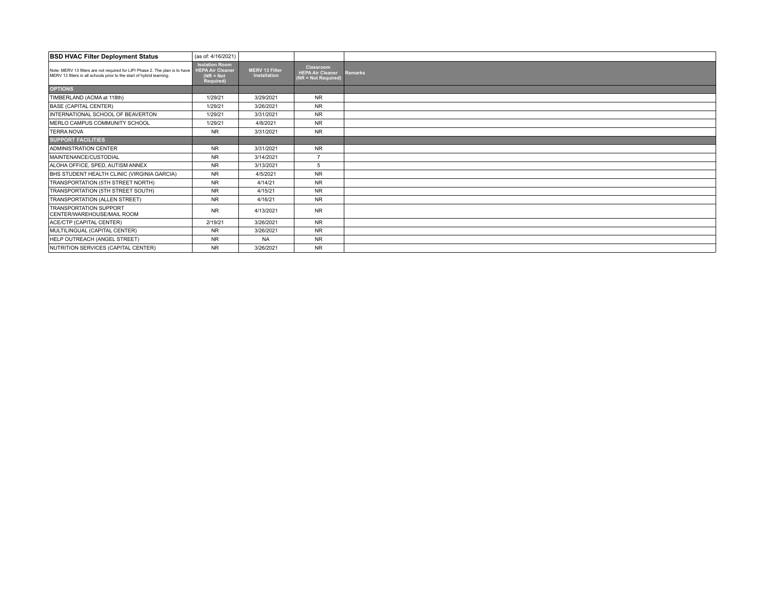| BSD HVAC Filter Deployment Status | (as of: 4/16/2021) | | | |
|---|---|---|---|---|
| Note: MERV 13 filters are not required for LIPI Phase 2. The plan is to have MERV 13 filters in all schools prior to the start of hybrid learning. | Isolation Room HEPA Air Cleaner (NR = Not Required) | MERV 13 Filter Installation | Classroom HEPA Air Cleaner (NR = Not Required) | Remarks |
| **OPTIONS** | | | | |
| TIMBERLAND (ACMA at 118th) | 1/29/21 | 3/29/2021 | NR | |
| BASE (CAPITAL CENTER) | 1/29/21 | 3/26/2021 | NR | |
| INTERNATIONAL SCHOOL OF BEAVERTON | 1/29/21 | 3/31/2021 | NR | |
| MERLO CAMPUS COMMUNITY SCHOOL | 1/29/21 | 4/8/2021 | NR | |
| TERRA NOVA | NR | 3/31/2021 | NR | |
| **SUPPORT FACILITIES** | | | | |
| ADMINISTRATION CENTER | NR | 3/31/2021 | NR | |
| MAINTENANCE/CUSTODIAL | NR | 3/14/2021 | 7 | |
| ALOHA OFFICE, SPED, AUTISM ANNEX | NR | 3/13/2021 | 5 | |
| BHS STUDENT HEALTH CLINIC (VIRGINIA GARCIA) | NR | 4/5/2021 | NR | |
| TRANSPORTATION (5TH STREET NORTH) | NR | 4/14/21 | NR | |
| TRANSPORTATION (5TH STREET SOUTH) | NR | 4/15/21 | NR | |
| TRANSPORTATION (ALLEN STREET) | NR | 4/16/21 | NR | |
| TRANSPORTATION SUPPORT CENTER/WAREHOUSE/MAIL ROOM | NR | 4/13/2021 | NR | |
| ACE/CTP (CAPITAL CENTER) | 2/19/21 | 3/26/2021 | NR | |
| MULTILINGUAL (CAPITAL CENTER) | NR | 3/26/2021 | NR | |
| HELP OUTREACH (ANGEL STREET) | NR | NA | NR | |
| NUTRITION SERVICES (CAPITAL CENTER) | NR | 3/26/2021 | NR | |